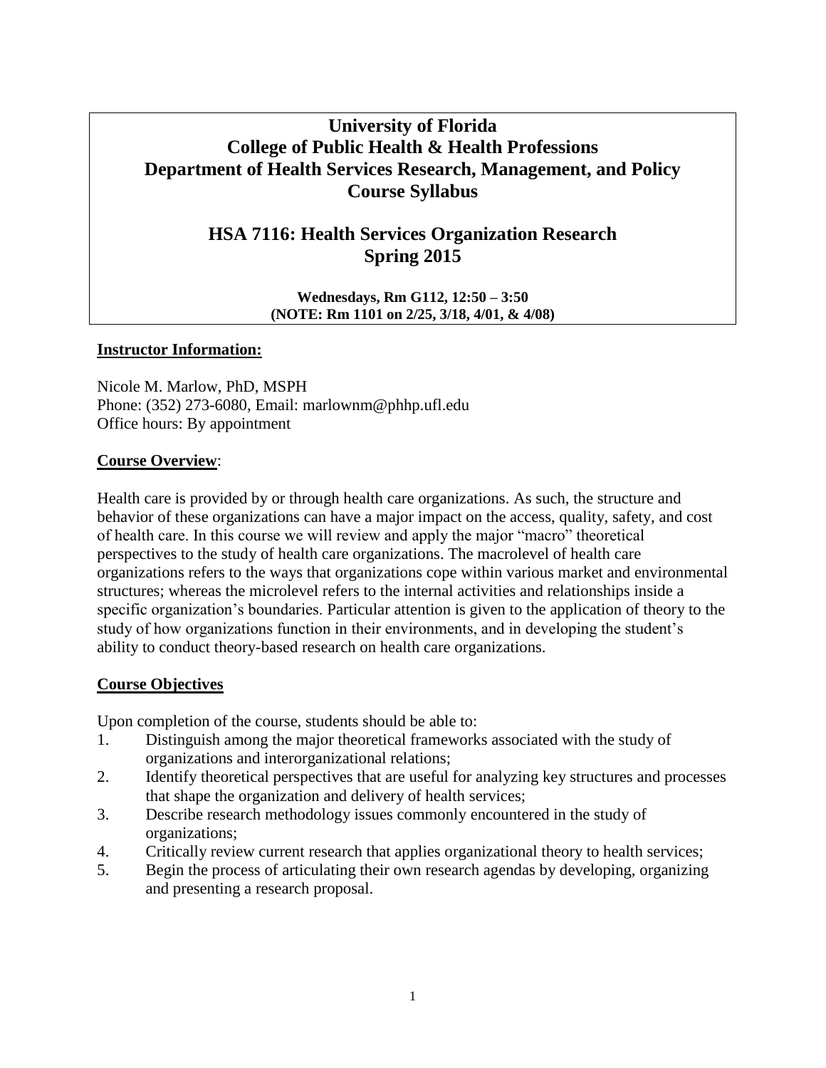# University of Florida
# College of Public Health & Health Professions
# Department of Health Services Research, Management, and Policy
# Course Syllabus

## HSA 7116: Health Services Organization Research
## Spring 2015

**Wednesdays, Rm G112, 12:50 – 3:50**
**(NOTE: Rm 1101 on 2/25, 3/18, 4/01, & 4/08)**

**Instructor Information:**

Nicole M. Marlow, PhD, MSPH
Phone: (352) 273-6080, Email: marlownm@phhp.ufl.edu
Office hours: By appointment

**Course Overview**:

Health care is provided by or through health care organizations. As such, the structure and behavior of these organizations can have a major impact on the access, quality, safety, and cost of health care. In this course we will review and apply the major "macro" theoretical perspectives to the study of health care organizations. The macrolevel of health care organizations refers to the ways that organizations cope within various market and environmental structures; whereas the microlevel refers to the internal activities and relationships inside a specific organization's boundaries. Particular attention is given to the application of theory to the study of how organizations function in their environments, and in developing the student's ability to conduct theory-based research on health care organizations.

**Course Objectives**

Upon completion of the course, students should be able to:

1. Distinguish among the major theoretical frameworks associated with the study of organizations and interorganizational relations;
2. Identify theoretical perspectives that are useful for analyzing key structures and processes that shape the organization and delivery of health services;
3. Describe research methodology issues commonly encountered in the study of organizations;
4. Critically review current research that applies organizational theory to health services;
5. Begin the process of articulating their own research agendas by developing, organizing and presenting a research proposal.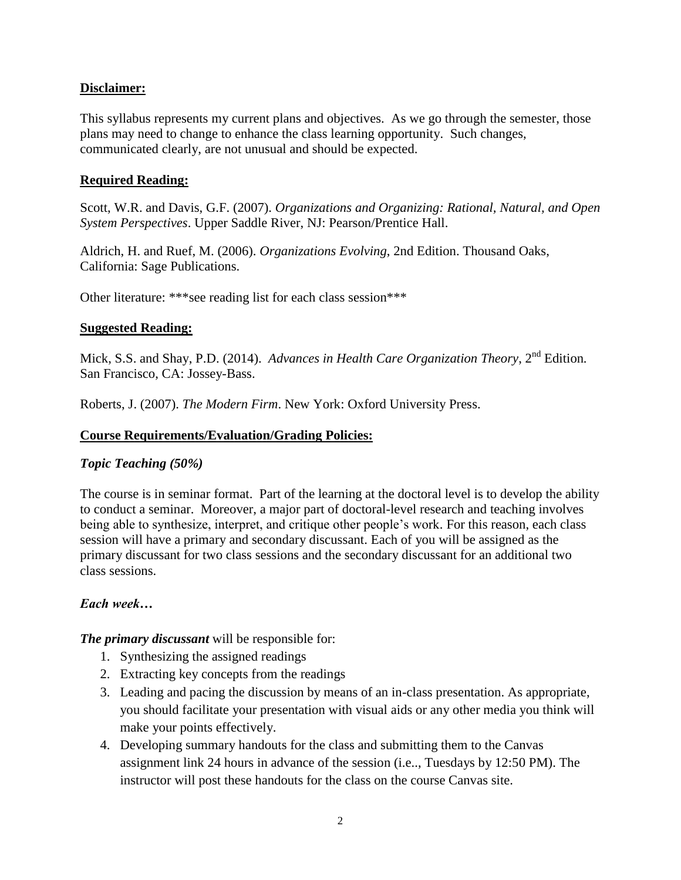**Disclaimer:**

This syllabus represents my current plans and objectives. As we go through the semester, those plans may need to change to enhance the class learning opportunity. Such changes, communicated clearly, are not unusual and should be expected.

**Required Reading:**

Scott, W.R. and Davis, G.F. (2007). *Organizations and Organizing: Rational, Natural, and Open System Perspectives*. Upper Saddle River, NJ: Pearson/Prentice Hall.

Aldrich, H. and Ruef, M. (2006). *Organizations Evolving*, 2nd Edition. Thousand Oaks, California: Sage Publications.

Other literature: ***see reading list for each class session***

**Suggested Reading:**

Mick, S.S. and Shay, P.D. (2014). *Advances in Health Care Organization Theory*, 2nd Edition. San Francisco, CA: Jossey-Bass.

Roberts, J. (2007). *The Modern Firm*. New York: Oxford University Press.

**Course Requirements/Evaluation/Grading Policies:**

***Topic Teaching (50%)***

The course is in seminar format. Part of the learning at the doctoral level is to develop the ability to conduct a seminar. Moreover, a major part of doctoral-level research and teaching involves being able to synthesize, interpret, and critique other people's work. For this reason, each class session will have a primary and secondary discussant. Each of you will be assigned as the primary discussant for two class sessions and the secondary discussant for an additional two class sessions.

***Each week…***

***The primary discussant*** will be responsible for:

1. Synthesizing the assigned readings
2. Extracting key concepts from the readings
3. Leading and pacing the discussion by means of an in-class presentation. As appropriate, you should facilitate your presentation with visual aids or any other media you think will make your points effectively.
4. Developing summary handouts for the class and submitting them to the Canvas assignment link 24 hours in advance of the session (i.e.., Tuesdays by 12:50 PM). The instructor will post these handouts for the class on the course Canvas site.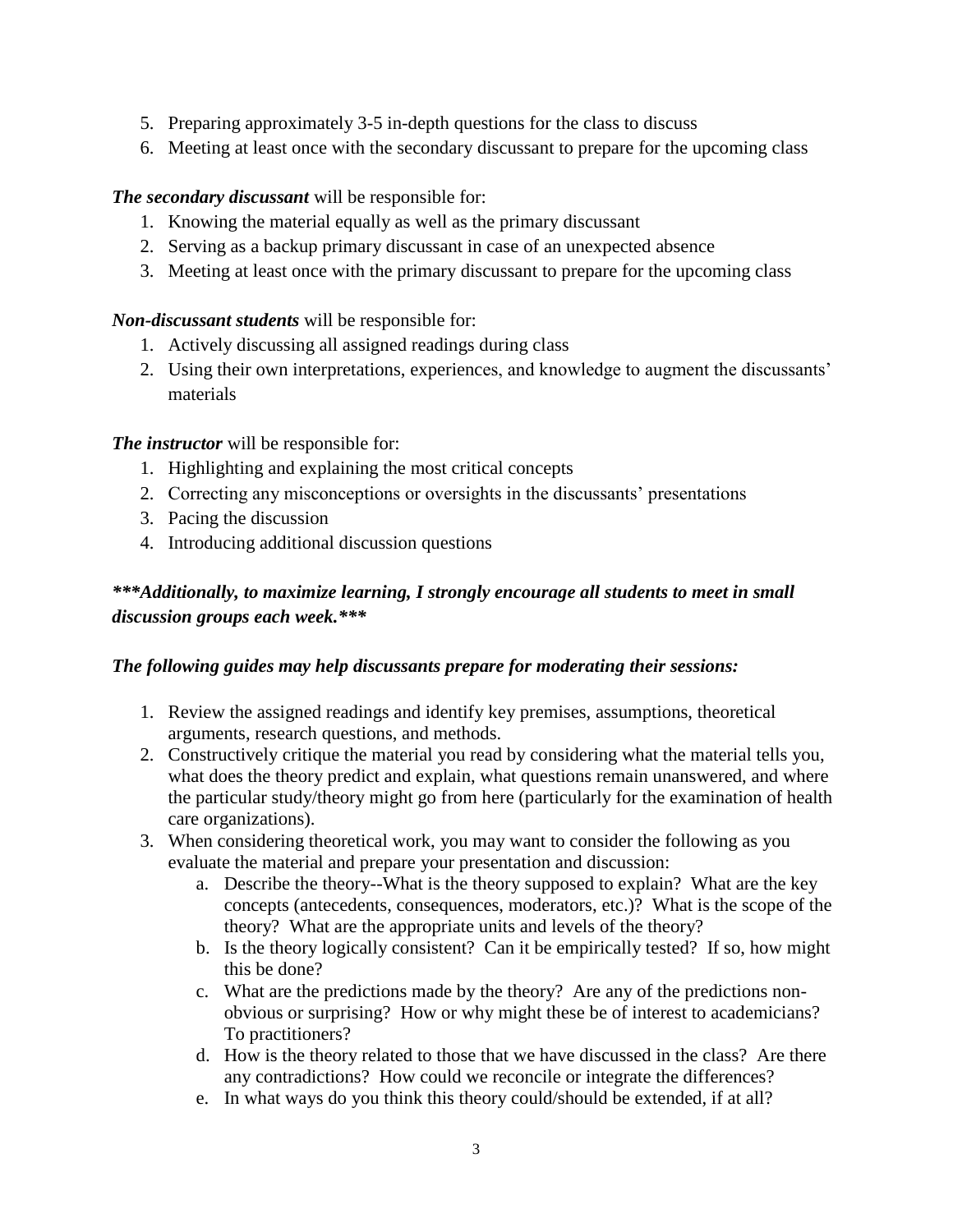5. Preparing approximately 3-5 in-depth questions for the class to discuss
6. Meeting at least once with the secondary discussant to prepare for the upcoming class

***The secondary discussant*** will be responsible for:

1. Knowing the material equally as well as the primary discussant
2. Serving as a backup primary discussant in case of an unexpected absence
3. Meeting at least once with the primary discussant to prepare for the upcoming class

***Non-discussant students*** will be responsible for:

1. Actively discussing all assigned readings during class
2. Using their own interpretations, experiences, and knowledge to augment the discussants' materials

***The instructor*** will be responsible for:

1. Highlighting and explaining the most critical concepts
2. Correcting any misconceptions or oversights in the discussants' presentations
3. Pacing the discussion
4. Introducing additional discussion questions

***\*\*\*Additionally, to maximize learning, I strongly encourage all students to meet in small discussion groups each week.\*\*\****

***The following guides may help discussants prepare for moderating their sessions:***

1. Review the assigned readings and identify key premises, assumptions, theoretical arguments, research questions, and methods.
2. Constructively critique the material you read by considering what the material tells you, what does the theory predict and explain, what questions remain unanswered, and where the particular study/theory might go from here (particularly for the examination of health care organizations).
3. When considering theoretical work, you may want to consider the following as you evaluate the material and prepare your presentation and discussion:
    a. Describe the theory--What is the theory supposed to explain? What are the key concepts (antecedents, consequences, moderators, etc.)? What is the scope of the theory? What are the appropriate units and levels of the theory?
    b. Is the theory logically consistent? Can it be empirically tested? If so, how might this be done?
    c. What are the predictions made by the theory? Are any of the predictions non-obvious or surprising? How or why might these be of interest to academicians? To practitioners?
    d. How is the theory related to those that we have discussed in the class? Are there any contradictions? How could we reconcile or integrate the differences?
    e. In what ways do you think this theory could/should be extended, if at all?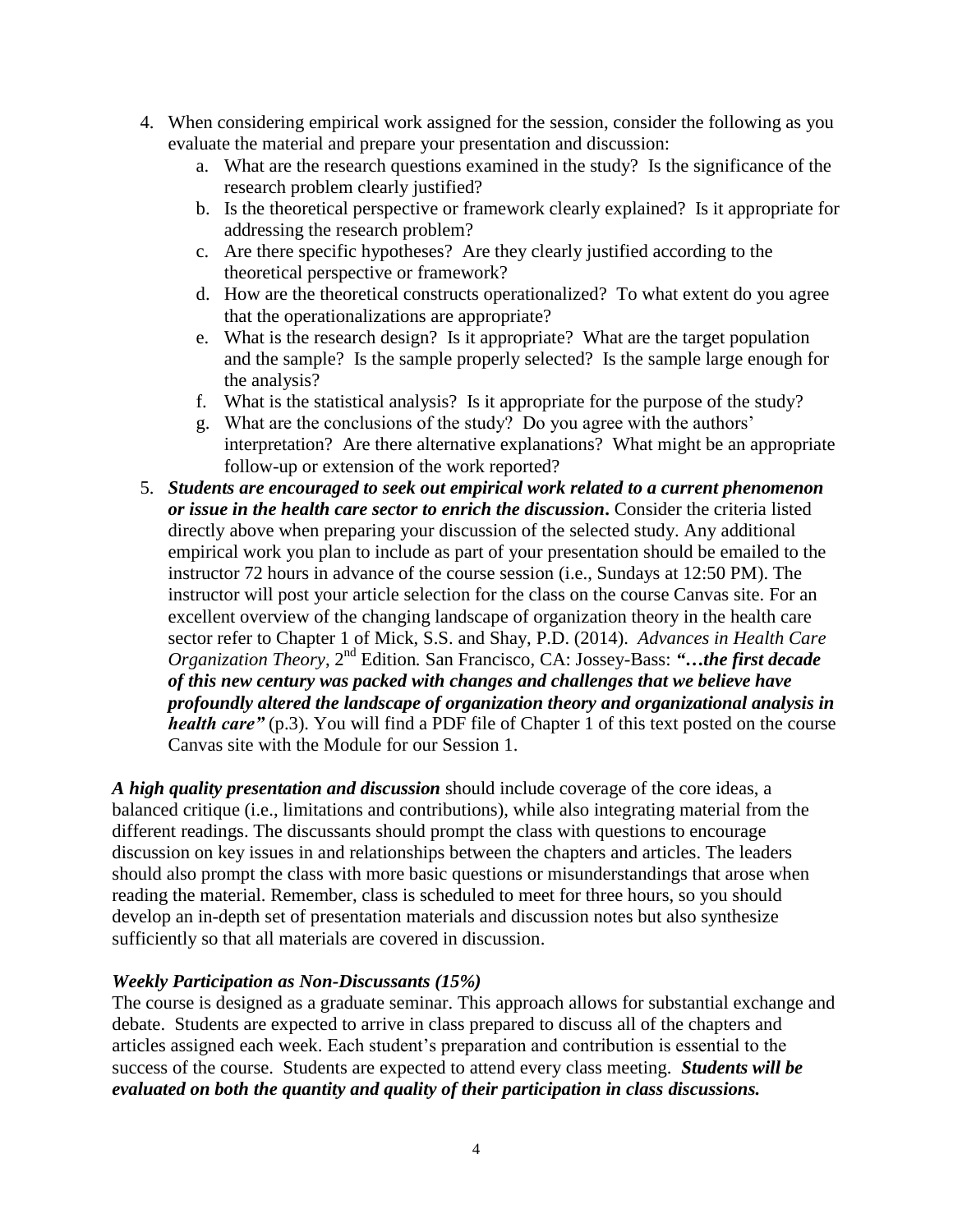4. When considering empirical work assigned for the session, consider the following as you evaluate the material and prepare your presentation and discussion:
   a. What are the research questions examined in the study? Is the significance of the research problem clearly justified?
   b. Is the theoretical perspective or framework clearly explained? Is it appropriate for addressing the research problem?
   c. Are there specific hypotheses? Are they clearly justified according to the theoretical perspective or framework?
   d. How are the theoretical constructs operationalized? To what extent do you agree that the operationalizations are appropriate?
   e. What is the research design? Is it appropriate? What are the target population and the sample? Is the sample properly selected? Is the sample large enough for the analysis?
   f. What is the statistical analysis? Is it appropriate for the purpose of the study?
   g. What are the conclusions of the study? Do you agree with the authors' interpretation? Are there alternative explanations? What might be an appropriate follow-up or extension of the work reported?
5. ***Students are encouraged to seek out empirical work related to a current phenomenon or issue in the health care sector to enrich the discussion*.** Consider the criteria listed directly above when preparing your discussion of the selected study. Any additional empirical work you plan to include as part of your presentation should be emailed to the instructor 72 hours in advance of the course session (i.e., Sundays at 12:50 PM). The instructor will post your article selection for the class on the course Canvas site. For an excellent overview of the changing landscape of organization theory in the health care sector refer to Chapter 1 of Mick, S.S. and Shay, P.D. (2014). *Advances in Health Care Organization Theory*, 2nd Edition*.* San Francisco, CA: Jossey-Bass: ***"…the first decade of this new century was packed with changes and challenges that we believe have profoundly altered the landscape of organization theory and organizational analysis in health care"*** (p.3). You will find a PDF file of Chapter 1 of this text posted on the course Canvas site with the Module for our Session 1.

***A high quality presentation and discussion*** should include coverage of the core ideas, a balanced critique (i.e., limitations and contributions), while also integrating material from the different readings. The discussants should prompt the class with questions to encourage discussion on key issues in and relationships between the chapters and articles. The leaders should also prompt the class with more basic questions or misunderstandings that arose when reading the material. Remember, class is scheduled to meet for three hours, so you should develop an in-depth set of presentation materials and discussion notes but also synthesize sufficiently so that all materials are covered in discussion.

***Weekly Participation as Non-Discussants (15%)***

The course is designed as a graduate seminar. This approach allows for substantial exchange and debate. Students are expected to arrive in class prepared to discuss all of the chapters and articles assigned each week. Each student's preparation and contribution is essential to the success of the course. Students are expected to attend every class meeting. ***Students will be evaluated on both the quantity and quality of their participation in class discussions.***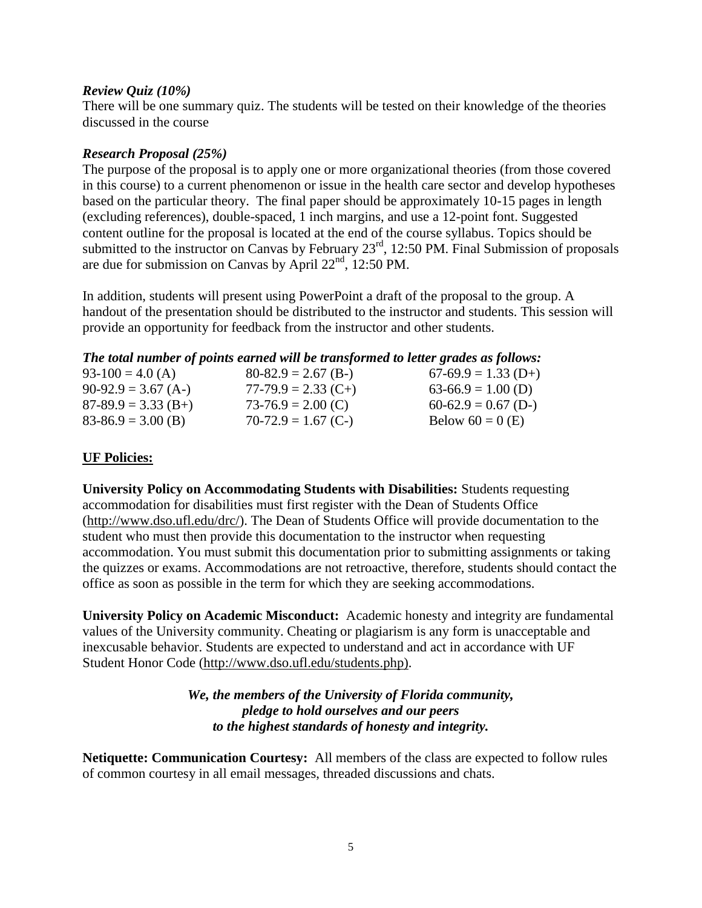***Review Quiz (10%)***

There will be one summary quiz. The students will be tested on their knowledge of the theories discussed in the course

***Research Proposal (25%)***

The purpose of the proposal is to apply one or more organizational theories (from those covered in this course) to a current phenomenon or issue in the health care sector and develop hypotheses based on the particular theory. The final paper should be approximately 10-15 pages in length (excluding references), double-spaced, 1 inch margins, and use a 12-point font. Suggested content outline for the proposal is located at the end of the course syllabus. Topics should be submitted to the instructor on Canvas by February 23rd, 12:50 PM. Final Submission of proposals are due for submission on Canvas by April 22nd, 12:50 PM.

In addition, students will present using PowerPoint a draft of the proposal to the group. A handout of the presentation should be distributed to the instructor and students. This session will provide an opportunity for feedback from the instructor and other students.

***The total number of points earned will be transformed to letter grades as follows:***

| | | |
|---|---|---|
| 93-100 = 4.0 (A) | 80-82.9 = 2.67 (B-) | 67-69.9 = 1.33 (D+) |
| 90-92.9 = 3.67 (A-) | 77-79.9 = 2.33 (C+) | 63-66.9 = 1.00 (D) |
| 87-89.9 = 3.33 (B+) | 73-76.9 = 2.00 (C) | 60-62.9 = 0.67 (D-) |
| 83-86.9 = 3.00 (B) | 70-72.9 = 1.67 (C-) | Below 60 = 0 (E) |

## UF Policies:

**University Policy on Accommodating Students with Disabilities:** Students requesting accommodation for disabilities must first register with the Dean of Students Office (http://www.dso.ufl.edu/drc/). The Dean of Students Office will provide documentation to the student who must then provide this documentation to the instructor when requesting accommodation. You must submit this documentation prior to submitting assignments or taking the quizzes or exams. Accommodations are not retroactive, therefore, students should contact the office as soon as possible in the term for which they are seeking accommodations.

**University Policy on Academic Misconduct:** Academic honesty and integrity are fundamental values of the University community. Cheating or plagiarism is any form is unacceptable and inexcusable behavior. Students are expected to understand and act in accordance with UF Student Honor Code (http://www.dso.ufl.edu/students.php).

***We, the members of the University of Florida community, pledge to hold ourselves and our peers to the highest standards of honesty and integrity.***

**Netiquette: Communication Courtesy:** All members of the class are expected to follow rules of common courtesy in all email messages, threaded discussions and chats.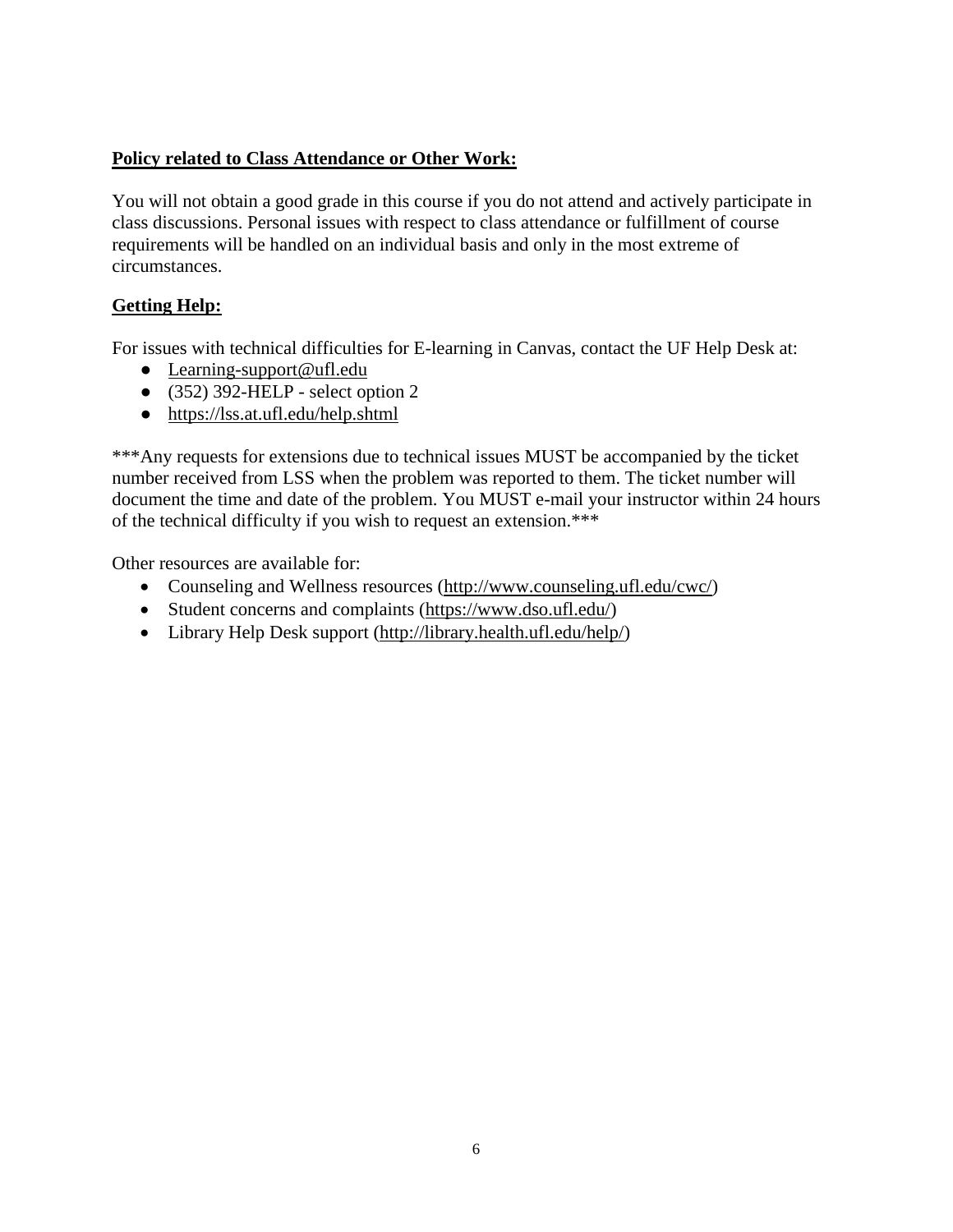**Policy related to Class Attendance or Other Work:**

You will not obtain a good grade in this course if you do not attend and actively participate in class discussions. Personal issues with respect to class attendance or fulfillment of course requirements will be handled on an individual basis and only in the most extreme of circumstances.

**Getting Help:**

For issues with technical difficulties for E-learning in Canvas, contact the UF Help Desk at:

- Learning-support@ufl.edu
- (352) 392-HELP - select option 2
- https://lss.at.ufl.edu/help.shtml

***Any requests for extensions due to technical issues MUST be accompanied by the ticket number received from LSS when the problem was reported to them. The ticket number will document the time and date of the problem. You MUST e-mail your instructor within 24 hours of the technical difficulty if you wish to request an extension.***

Other resources are available for:

- Counseling and Wellness resources (http://www.counseling.ufl.edu/cwc/)
- Student concerns and complaints (https://www.dso.ufl.edu/)
- Library Help Desk support (http://library.health.ufl.edu/help/)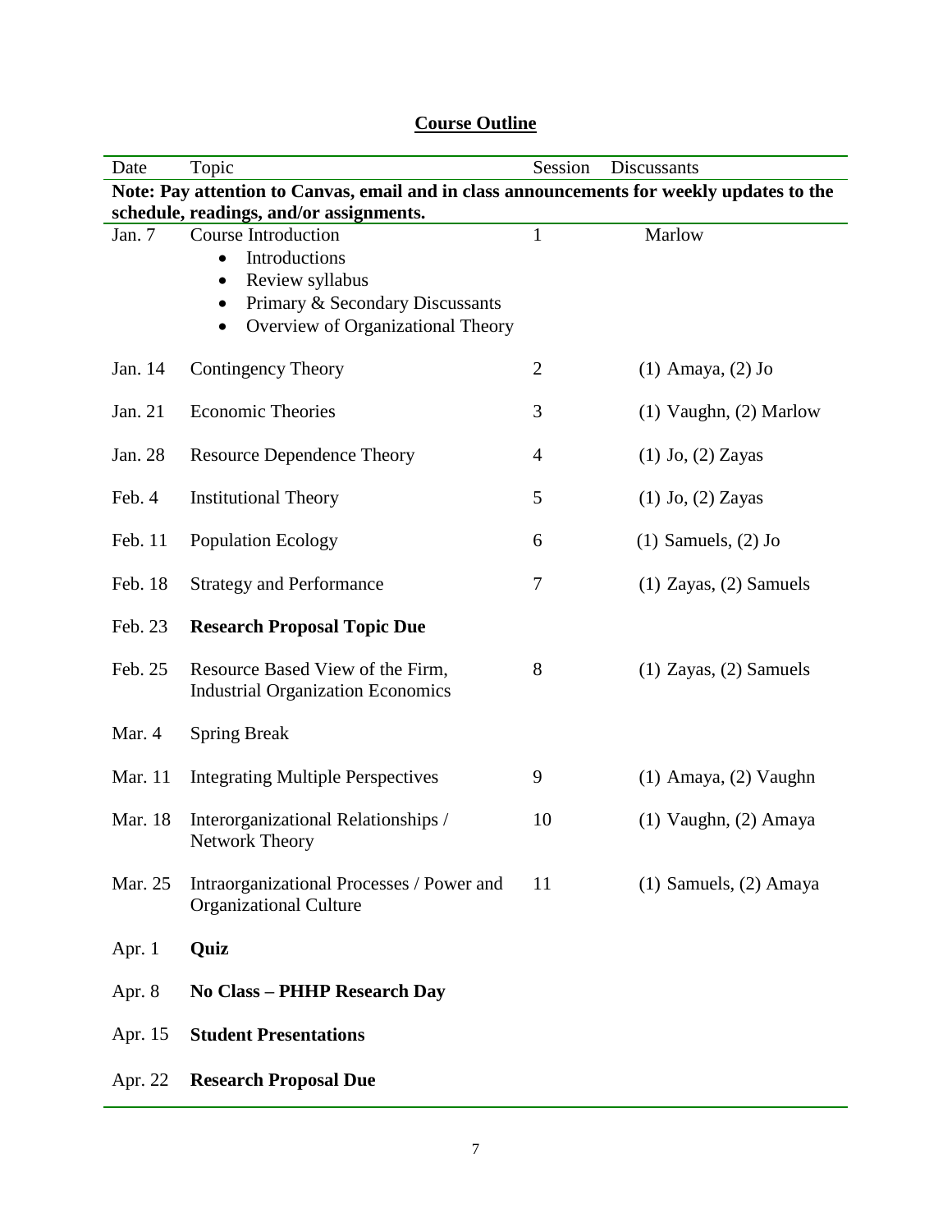## Course Outline

| Date | Topic | Session | Discussants |
|---|---|---|---|
| **Note: Pay attention to Canvas, email and in class announcements for weekly updates to the schedule, readings, and/or assignments.** | | | |
| Jan. 7 | Course Introduction<br>• Introductions<br>• Review syllabus<br>• Primary & Secondary Discussants<br>• Overview of Organizational Theory | 1 | Marlow |
| Jan. 14 | Contingency Theory | 2 | (1) Amaya, (2) Jo |
| Jan. 21 | Economic Theories | 3 | (1) Vaughn, (2) Marlow |
| Jan. 28 | Resource Dependence Theory | 4 | (1) Jo, (2) Zayas |
| Feb. 4 | Institutional Theory | 5 | (1) Jo, (2) Zayas |
| Feb. 11 | Population Ecology | 6 | (1) Samuels, (2) Jo |
| Feb. 18 | Strategy and Performance | 7 | (1) Zayas, (2) Samuels |
| Feb. 23 | **Research Proposal Topic Due** | | |
| Feb. 25 | Resource Based View of the Firm, Industrial Organization Economics | 8 | (1) Zayas, (2) Samuels |
| Mar. 4 | Spring Break | | |
| Mar. 11 | Integrating Multiple Perspectives | 9 | (1) Amaya, (2) Vaughn |
| Mar. 18 | Interorganizational Relationships / Network Theory | 10 | (1) Vaughn, (2) Amaya |
| Mar. 25 | Intraorganizational Processes / Power and Organizational Culture | 11 | (1) Samuels, (2) Amaya |
| Apr. 1 | **Quiz** | | |
| Apr. 8 | **No Class – PHHP Research Day** | | |
| Apr. 15 | **Student Presentations** | | |
| Apr. 22 | **Research Proposal Due** | | |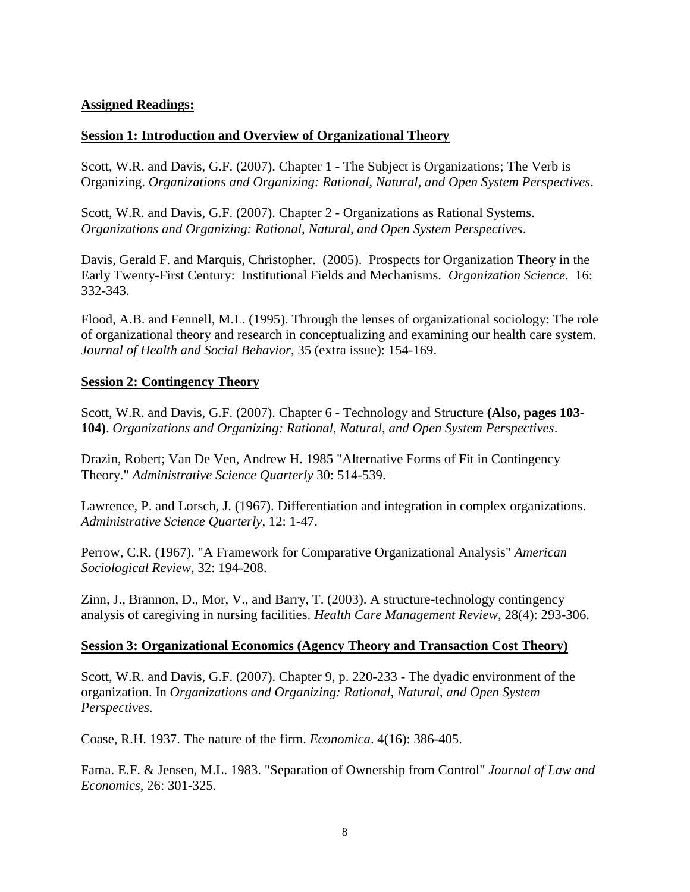**Assigned Readings:**

**Session 1: Introduction and Overview of Organizational Theory**

Scott, W.R. and Davis, G.F. (2007). Chapter 1 - The Subject is Organizations; The Verb is Organizing. *Organizations and Organizing: Rational, Natural, and Open System Perspectives*.

Scott, W.R. and Davis, G.F. (2007). Chapter 2 - Organizations as Rational Systems. *Organizations and Organizing: Rational, Natural, and Open System Perspectives*.

Davis, Gerald F. and Marquis, Christopher. (2005). Prospects for Organization Theory in the Early Twenty-First Century: Institutional Fields and Mechanisms. *Organization Science*. 16: 332-343.

Flood, A.B. and Fennell, M.L. (1995). Through the lenses of organizational sociology: The role of organizational theory and research in conceptualizing and examining our health care system. *Journal of Health and Social Behavior*, 35 (extra issue): 154-169.

**Session 2: Contingency Theory**

Scott, W.R. and Davis, G.F. (2007). Chapter 6 - Technology and Structure **(Also, pages 103-104)**. *Organizations and Organizing: Rational, Natural, and Open System Perspectives*.

Drazin, Robert; Van De Ven, Andrew H. 1985 "Alternative Forms of Fit in Contingency Theory." *Administrative Science Quarterly* 30: 514-539.

Lawrence, P. and Lorsch, J. (1967). Differentiation and integration in complex organizations. *Administrative Science Quarterly*, 12: 1-47.

Perrow, C.R. (1967). "A Framework for Comparative Organizational Analysis" *American Sociological Review*, 32: 194-208.

Zinn, J., Brannon, D., Mor, V., and Barry, T. (2003). A structure-technology contingency analysis of caregiving in nursing facilities. *Health Care Management Review*, 28(4): 293-306.

**Session 3: Organizational Economics (Agency Theory and Transaction Cost Theory)**

Scott, W.R. and Davis, G.F. (2007). Chapter 9, p. 220-233 - The dyadic environment of the organization. In *Organizations and Organizing: Rational, Natural, and Open System Perspectives*.

Coase, R.H. 1937. The nature of the firm. *Economica*. 4(16): 386-405.

Fama. E.F. & Jensen, M.L. 1983. "Separation of Ownership from Control" *Journal of Law and Economics*, 26: 301-325.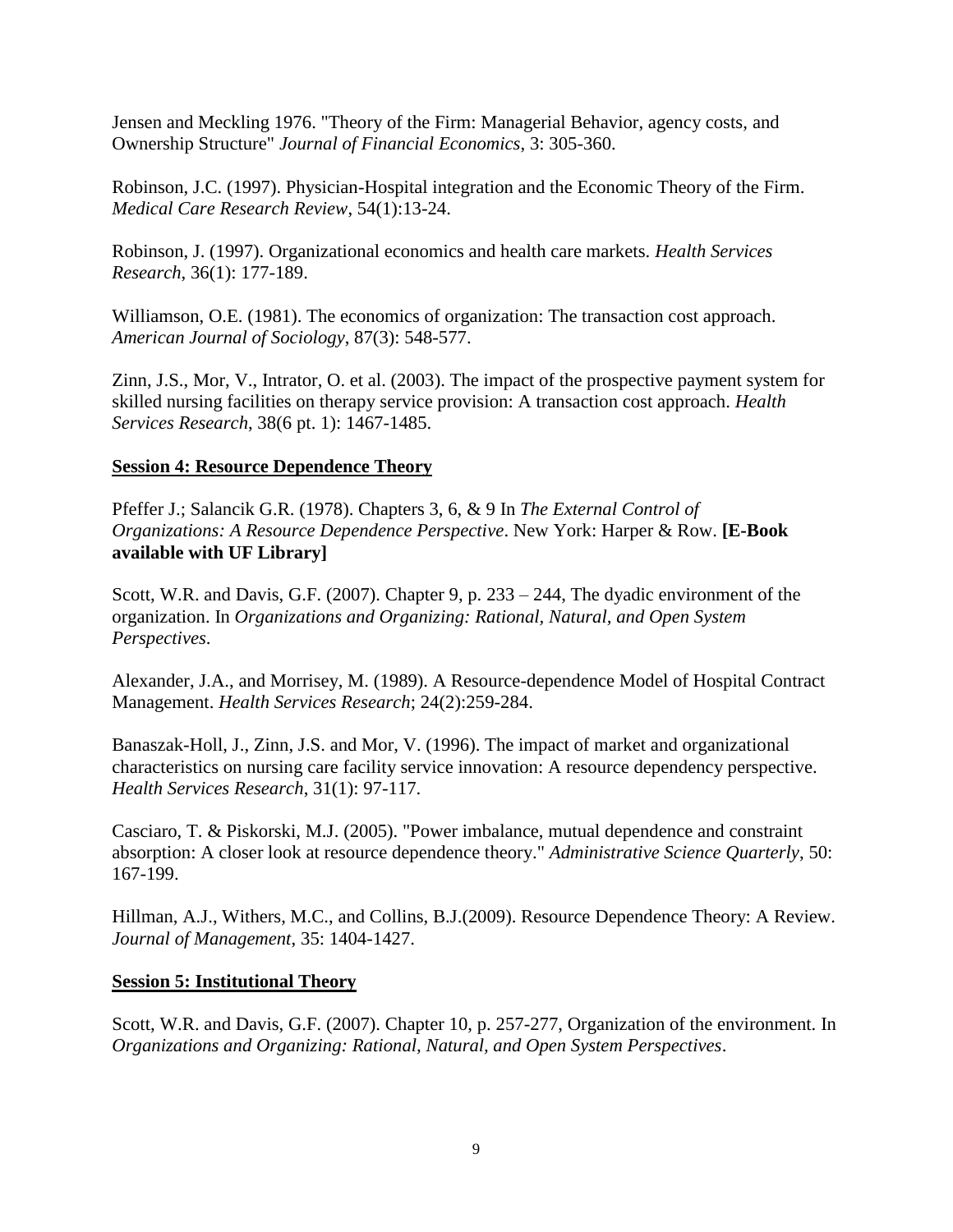Jensen and Meckling 1976. "Theory of the Firm: Managerial Behavior, agency costs, and Ownership Structure" *Journal of Financial Economics*, 3: 305-360.

Robinson, J.C. (1997). Physician-Hospital integration and the Economic Theory of the Firm. *Medical Care Research Review*, 54(1):13-24.

Robinson, J. (1997). Organizational economics and health care markets. *Health Services Research*, 36(1): 177-189.

Williamson, O.E. (1981). The economics of organization: The transaction cost approach. *American Journal of Sociology*, 87(3): 548-577.

Zinn, J.S., Mor, V., Intrator, O. et al. (2003). The impact of the prospective payment system for skilled nursing facilities on therapy service provision: A transaction cost approach. *Health Services Research*, 38(6 pt. 1): 1467-1485.

**Session 4: Resource Dependence Theory**

Pfeffer J.; Salancik G.R. (1978). Chapters 3, 6, & 9 In *The External Control of Organizations: A Resource Dependence Perspective*. New York: Harper & Row. **[E-Book available with UF Library]**

Scott, W.R. and Davis, G.F. (2007). Chapter 9, p. 233 – 244, The dyadic environment of the organization. In *Organizations and Organizing: Rational, Natural, and Open System Perspectives*.

Alexander, J.A., and Morrisey, M. (1989). A Resource-dependence Model of Hospital Contract Management. *Health Services Research*; 24(2):259-284.

Banaszak-Holl, J., Zinn, J.S. and Mor, V. (1996). The impact of market and organizational characteristics on nursing care facility service innovation: A resource dependency perspective. *Health Services Research*, 31(1): 97-117.

Casciaro, T. & Piskorski, M.J. (2005). "Power imbalance, mutual dependence and constraint absorption: A closer look at resource dependence theory." *Administrative Science Quarterly*, 50: 167-199.

Hillman, A.J., Withers, M.C., and Collins, B.J.(2009). Resource Dependence Theory: A Review. *Journal of Management*, 35: 1404-1427.

**Session 5: Institutional Theory**

Scott, W.R. and Davis, G.F. (2007). Chapter 10, p. 257-277, Organization of the environment. In *Organizations and Organizing: Rational, Natural, and Open System Perspectives*.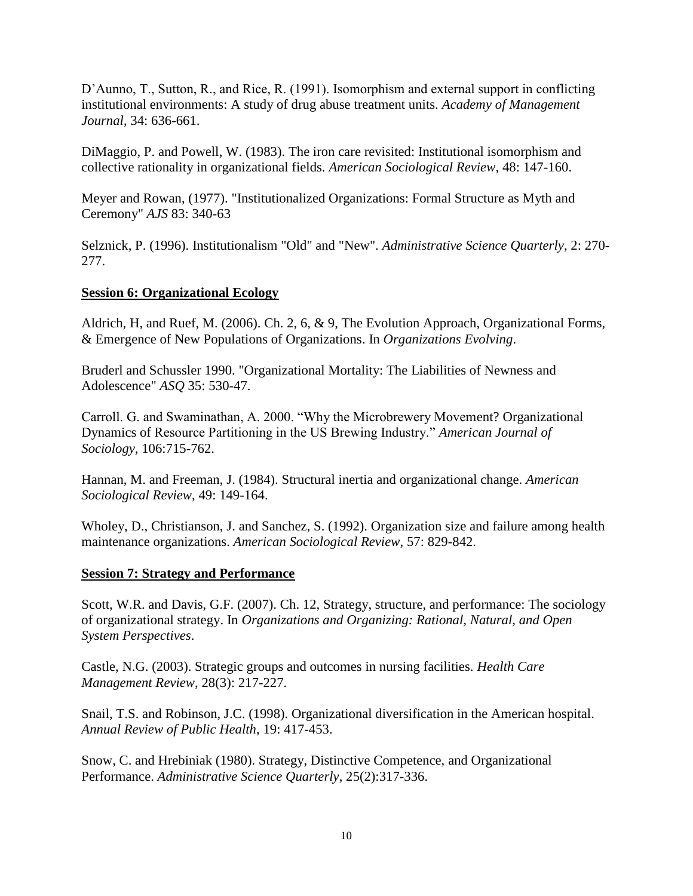D'Aunno, T., Sutton, R., and Rice, R. (1991). Isomorphism and external support in conflicting institutional environments: A study of drug abuse treatment units. *Academy of Management Journal*, 34: 636-661.

DiMaggio, P. and Powell, W. (1983). The iron care revisited: Institutional isomorphism and collective rationality in organizational fields. *American Sociological Review*, 48: 147-160.

Meyer and Rowan, (1977). "Institutionalized Organizations: Formal Structure as Myth and Ceremony" *AJS* 83: 340-63

Selznick, P. (1996). Institutionalism "Old" and "New". *Administrative Science Quarterly*, 2: 270-277.

**Session 6: Organizational Ecology**

Aldrich, H, and Ruef, M. (2006). Ch. 2, 6, & 9, The Evolution Approach, Organizational Forms, & Emergence of New Populations of Organizations. In *Organizations Evolving*.

Bruderl and Schussler 1990. "Organizational Mortality: The Liabilities of Newness and Adolescence" *ASQ* 35: 530-47.

Carroll. G. and Swaminathan, A. 2000. "Why the Microbrewery Movement? Organizational Dynamics of Resource Partitioning in the US Brewing Industry." *American Journal of Sociology*, 106:715-762.

Hannan, M. and Freeman, J. (1984). Structural inertia and organizational change. *American Sociological Review*, 49: 149-164.

Wholey, D., Christianson, J. and Sanchez, S. (1992). Organization size and failure among health maintenance organizations. *American Sociological Review*, 57: 829-842.

**Session 7: Strategy and Performance**

Scott, W.R. and Davis, G.F. (2007). Ch. 12, Strategy, structure, and performance: The sociology of organizational strategy. In *Organizations and Organizing: Rational, Natural, and Open System Perspectives*.

Castle, N.G. (2003). Strategic groups and outcomes in nursing facilities. *Health Care Management Review*, 28(3): 217-227.

Snail, T.S. and Robinson, J.C. (1998). Organizational diversification in the American hospital. *Annual Review of Public Health*, 19: 417-453.

Snow, C. and Hrebiniak (1980). Strategy, Distinctive Competence, and Organizational Performance. *Administrative Science Quarterly*, 25(2):317-336.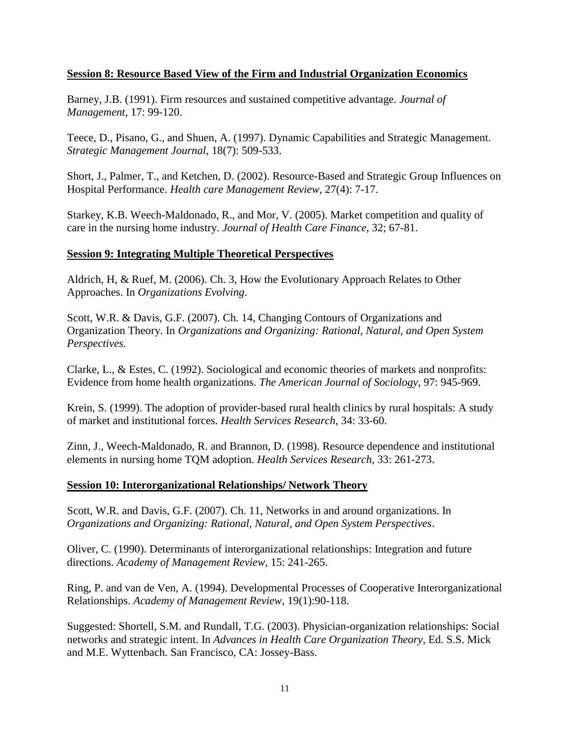## Session 8: Resource Based View of the Firm and Industrial Organization Economics

Barney, J.B. (1991). Firm resources and sustained competitive advantage. *Journal of Management*, 17: 99-120.

Teece, D., Pisano, G., and Shuen, A. (1997). Dynamic Capabilities and Strategic Management. *Strategic Management Journal*, 18(7): 509-533.

Short, J., Palmer, T., and Ketchen, D. (2002). Resource-Based and Strategic Group Influences on Hospital Performance. *Health care Management Review*, 27(4): 7-17.

Starkey, K.B. Weech-Maldonado, R., and Mor, V. (2005). Market competition and quality of care in the nursing home industry. *Journal of Health Care Finance*, 32; 67-81.

## Session 9: Integrating Multiple Theoretical Perspectives

Aldrich, H, & Ruef, M. (2006). Ch. 3, How the Evolutionary Approach Relates to Other Approaches. In *Organizations Evolving*.

Scott, W.R. & Davis, G.F. (2007). Ch. 14, Changing Contours of Organizations and Organization Theory. In *Organizations and Organizing: Rational, Natural, and Open System Perspectives*.

Clarke, L., & Estes, C. (1992). Sociological and economic theories of markets and nonprofits: Evidence from home health organizations. *The American Journal of Sociology*, 97: 945-969.

Krein, S. (1999). The adoption of provider-based rural health clinics by rural hospitals: A study of market and institutional forces. *Health Services Research*, 34: 33-60.

Zinn, J., Weech-Maldonado, R. and Brannon, D. (1998). Resource dependence and institutional elements in nursing home TQM adoption. *Health Services Research*, 33: 261-273.

## Session 10: Interorganizational Relationships/ Network Theory

Scott, W.R. and Davis, G.F. (2007). Ch. 11, Networks in and around organizations. In *Organizations and Organizing: Rational, Natural, and Open System Perspectives*.

Oliver, C. (1990). Determinants of interorganizational relationships: Integration and future directions. *Academy of Management Review*, 15: 241-265.

Ring, P. and van de Ven, A. (1994). Developmental Processes of Cooperative Interorganizational Relationships. *Academy of Management Review*, 19(1):90-118.

Suggested: Shortell, S.M. and Rundall, T.G. (2003). Physician-organization relationships: Social networks and strategic intent. In *Advances in Health Care Organization Theory*, Ed. S.S. Mick and M.E. Wyttenbach. San Francisco, CA: Jossey-Bass.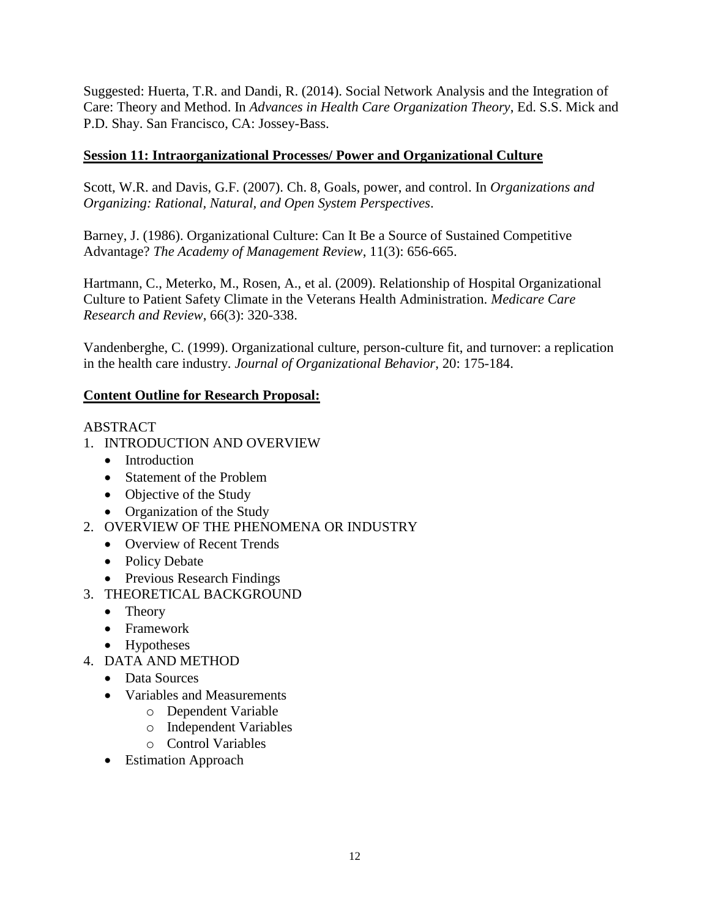Suggested: Huerta, T.R. and Dandi, R. (2014). Social Network Analysis and the Integration of Care: Theory and Method. In *Advances in Health Care Organization Theory*, Ed. S.S. Mick and P.D. Shay. San Francisco, CA: Jossey-Bass.

**Session 11: Intraorganizational Processes/ Power and Organizational Culture**

Scott, W.R. and Davis, G.F. (2007). Ch. 8, Goals, power, and control. In *Organizations and Organizing: Rational, Natural, and Open System Perspectives*.

Barney, J. (1986). Organizational Culture: Can It Be a Source of Sustained Competitive Advantage? *The Academy of Management Review*, 11(3): 656-665.

Hartmann, C., Meterko, M., Rosen, A., et al. (2009). Relationship of Hospital Organizational Culture to Patient Safety Climate in the Veterans Health Administration. *Medicare Care Research and Review*, 66(3): 320-338.

Vandenberghe, C. (1999). Organizational culture, person-culture fit, and turnover: a replication in the health care industry. *Journal of Organizational Behavior*, 20: 175-184.

**Content Outline for Research Proposal:**

ABSTRACT

1. INTRODUCTION AND OVERVIEW
   - Introduction
   - Statement of the Problem
   - Objective of the Study
   - Organization of the Study
2. OVERVIEW OF THE PHENOMENA OR INDUSTRY
   - Overview of Recent Trends
   - Policy Debate
   - Previous Research Findings
3. THEORETICAL BACKGROUND
   - Theory
   - Framework
   - Hypotheses
4. DATA AND METHOD
   - Data Sources
   - Variables and Measurements
     - Dependent Variable
     - Independent Variables
     - Control Variables
   - Estimation Approach